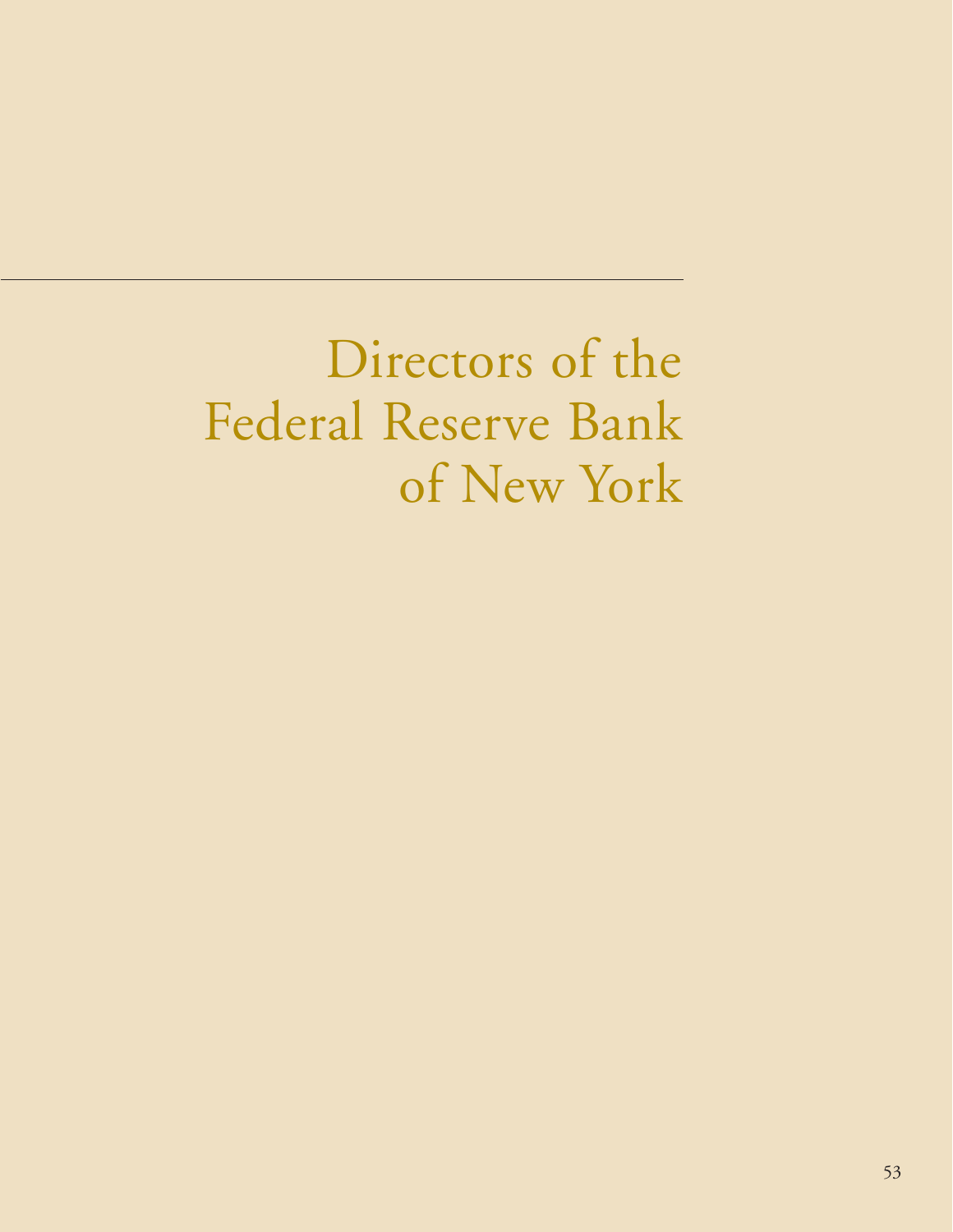# Directors of the Federal Reserve Bank of New York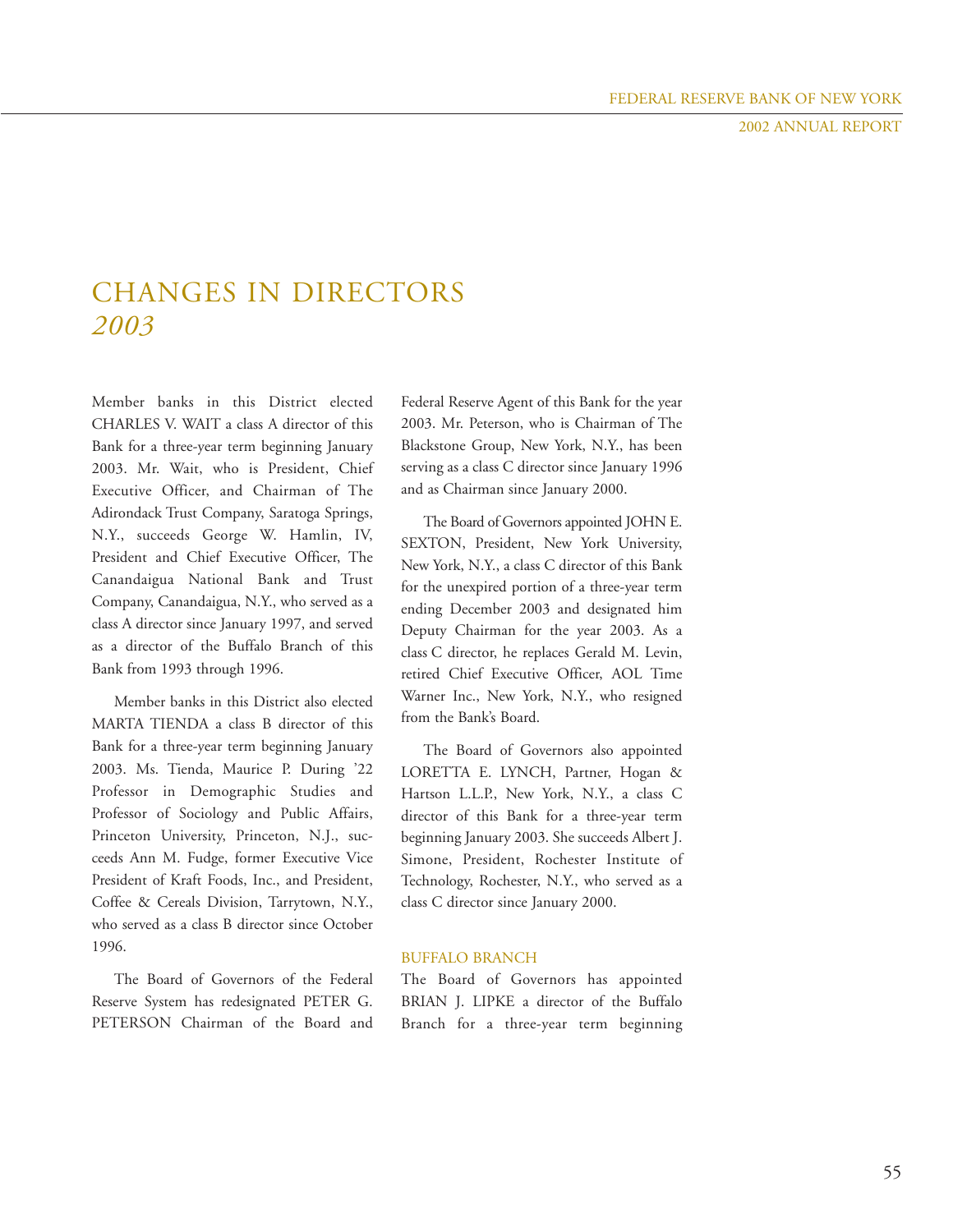# CHANGES IN DIRECTORS

## *2003*

Member banks in this District elected CHARLES V. WAIT a class A director of this Bank for a three-year term beginning January 2003. Mr. Wait, who is President, Chief Executive Officer, and Chairman of The Adirondack Trust Company, Saratoga Springs, N.Y., succeeds George W. Hamlin, IV, President and Chief Executive Officer, The Canandaigua National Bank and Trust Company, Canandaigua, N.Y., who served as a class A director since January 1997, and served as a director of the Buffalo Branch of this Bank from 1993 through 1996.

Member banks in this District also elected MARTA TIENDA a class B director of this Bank for a three-year term beginning January 2003. Ms. Tienda, Maurice P. During '22 Professor in Demographic Studies and Professor of Sociology and Public Affairs, Princeton University, Princeton, N.J., succeeds Ann M. Fudge, former Executive Vice President of Kraft Foods, Inc., and President, Coffee & Cereals Division, Tarrytown, N.Y., who served as a class B director since October 1996.

The Board of Governors of the Federal Reserve System has redesignated PETER G. PETERSON Chairman of the Board and Federal Reserve Agent of this Bank for the year 2003. Mr. Peterson, who is Chairman of The Blackstone Group, New York, N.Y., has been serving as a class C director since January 1996 and as Chairman since January 2000.

The Board of Governors appointed JOHN E. SEXTON, President, New York University, New York, N.Y., a class C director of this Bank for the unexpired portion of a three-year term ending December 2003 and designated him Deputy Chairman for the year 2003. As a class C director, he replaces Gerald M. Levin, retired Chief Executive Officer, AOL Time Warner Inc., New York, N.Y., who resigned from the Bank's Board.

The Board of Governors also appointed LORETTA E. LYNCH, Partner, Hogan & Hartson L.L.P., New York, N.Y., a class C director of this Bank for a three-year term beginning January 2003. She succeeds Albert J. Simone, President, Rochester Institute of Technology, Rochester, N.Y., who served as a class C director since January 2000.

### BUFFALO BRANCH

The Board of Governors has appointed BRIAN J. LIPKE a director of the Buffalo Branch for a three-year term beginning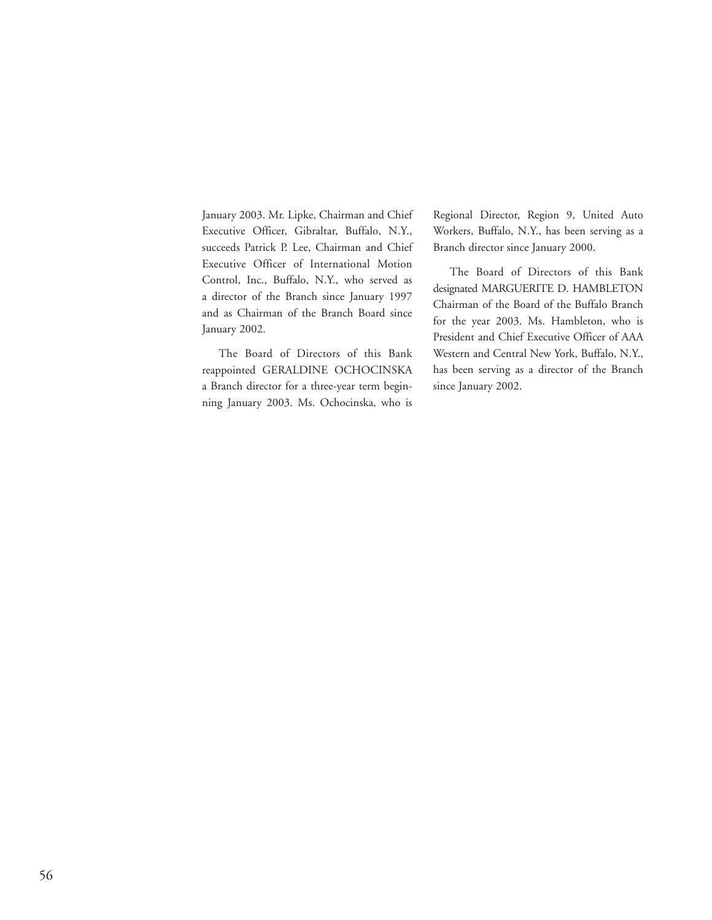January 2003. Mr. Lipke, Chairman and Chief Executive Officer, Gibraltar, Buffalo, N.Y., succeeds Patrick P. Lee, Chairman and Chief Executive Officer of International Motion Control, Inc., Buffalo, N.Y., who served as a director of the Branch since January 1997 and as Chairman of the Branch Board since January 2002.

The Board of Directors of this Bank reappointed GERALDINE OCHOCINSKA a Branch director for a three-year term beginning January 2003. Ms. Ochocinska, who is Regional Director, Region 9, United Auto Workers, Buffalo, N.Y., has been serving as a Branch director since January 2000.

The Board of Directors of this Bank designated MARGUERITE D. HAMBLETON Chairman of the Board of the Buffalo Branch for the year 2003. Ms. Hambleton, who is President and Chief Executive Officer of AAA Western and Central New York, Buffalo, N.Y., has been serving as a director of the Branch since January 2002.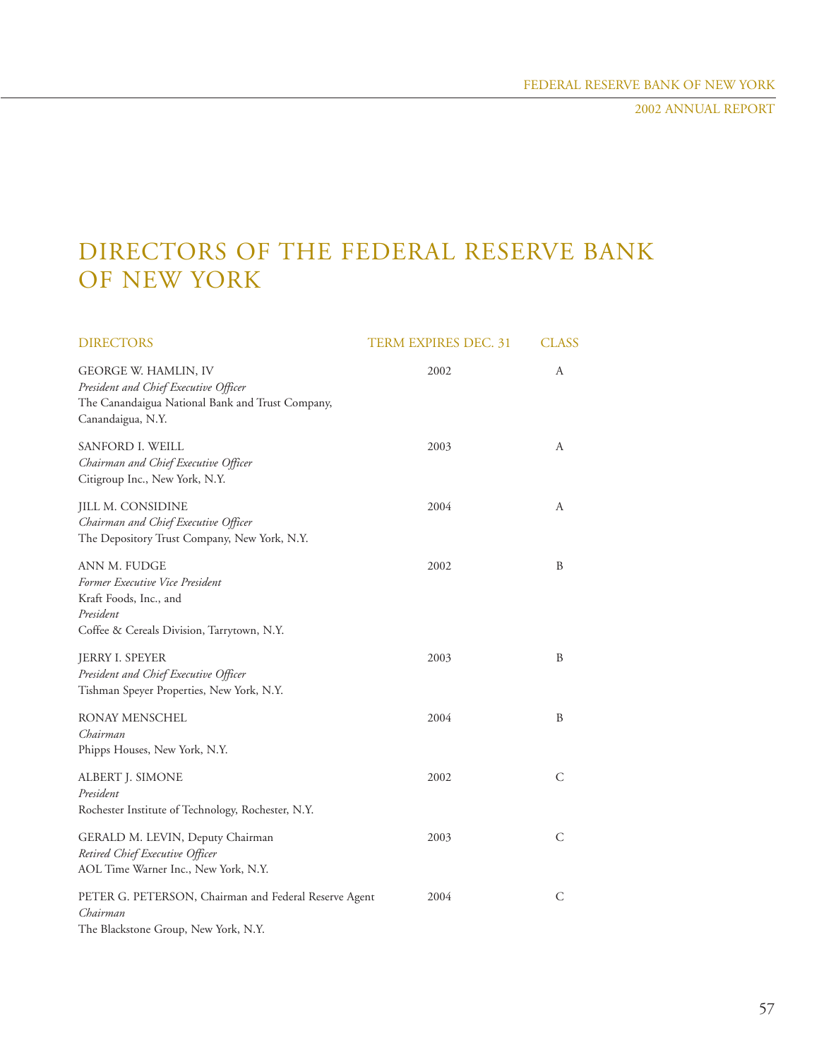# DIRECTORS OF THE FEDERAL RESERVE BANK OF NEW YORK

| DIRECTORS | TERM EXPIRES DEC. 31 | CLASS |
|---|---|---|
| GEORGE W. HAMLIN, IV<br>*President and Chief Executive Officer*<br>The Canandaigua National Bank and Trust Company, Canandaigua, N.Y. | 2002 | A |
| SANFORD I. WEILL<br>*Chairman and Chief Executive Officer*<br>Citigroup Inc., New York, N.Y. | 2003 | A |
| JILL M. CONSIDINE<br>*Chairman and Chief Executive Officer*<br>The Depository Trust Company, New York, N.Y. | 2004 | A |
| ANN M. FUDGE<br>*Former Executive Vice President*<br>Kraft Foods, Inc., and<br>*President*<br>Coffee & Cereals Division, Tarrytown, N.Y. | 2002 | B |
| JERRY I. SPEYER<br>*President and Chief Executive Officer*<br>Tishman Speyer Properties, New York, N.Y. | 2003 | B |
| RONAY MENSCHEL<br>*Chairman*<br>Phipps Houses, New York, N.Y. | 2004 | B |
| ALBERT J. SIMONE<br>*President*<br>Rochester Institute of Technology, Rochester, N.Y. | 2002 | C |
| GERALD M. LEVIN, Deputy Chairman<br>*Retired Chief Executive Officer*<br>AOL Time Warner Inc., New York, N.Y. | 2003 | C |
| PETER G. PETERSON, Chairman and Federal Reserve Agent<br>*Chairman*<br>The Blackstone Group, New York, N.Y. | 2004 | C |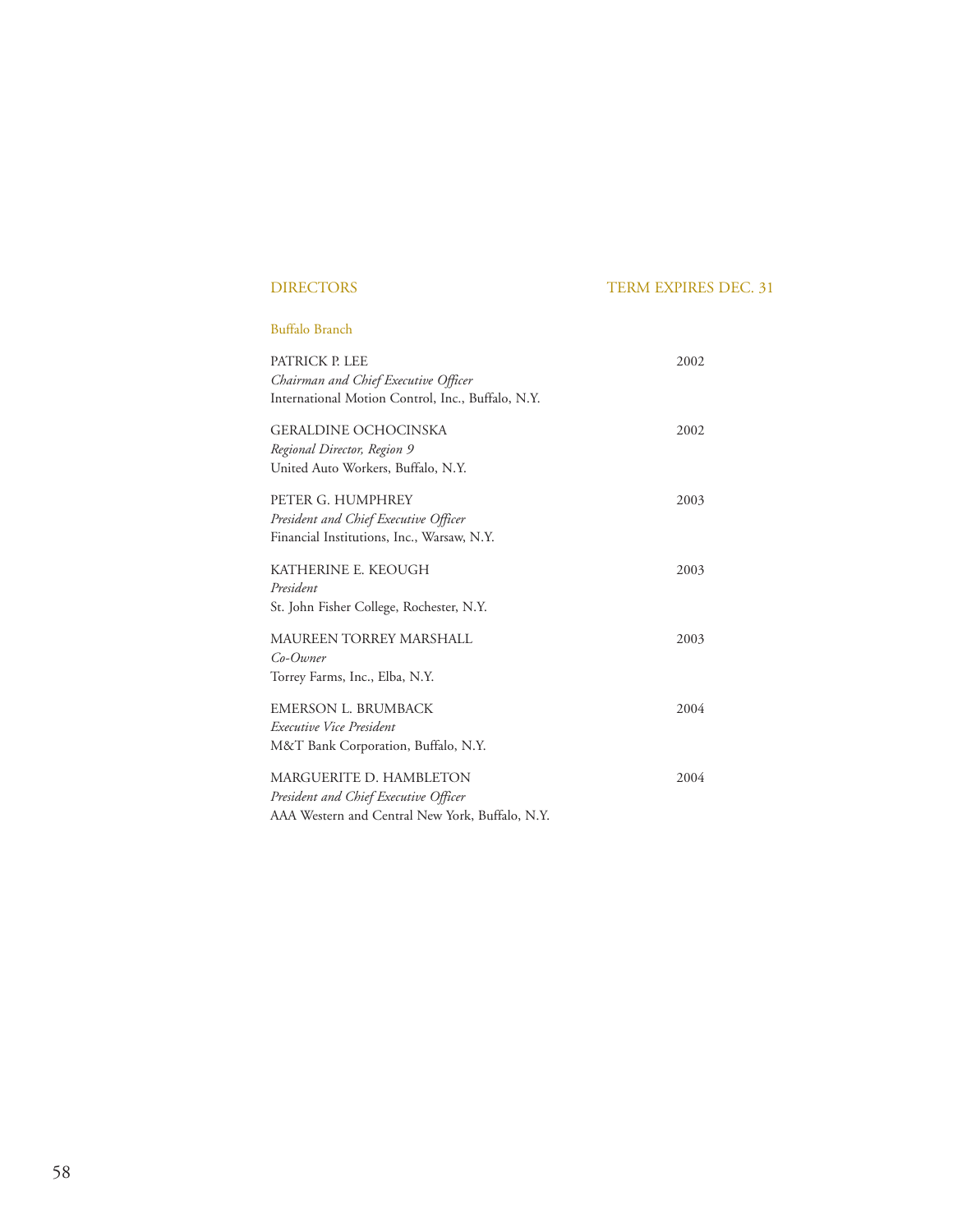## DIRECTORS — TERM EXPIRES DEC. 31

### Buffalo Branch

| DIRECTORS | TERM EXPIRES DEC. 31 |
|---|---|
| PATRICK P. LEE<br>*Chairman and Chief Executive Officer*<br>International Motion Control, Inc., Buffalo, N.Y. | 2002 |
| GERALDINE OCHOCINSKA<br>*Regional Director, Region 9*<br>United Auto Workers, Buffalo, N.Y. | 2002 |
| PETER G. HUMPHREY<br>*President and Chief Executive Officer*<br>Financial Institutions, Inc., Warsaw, N.Y. | 2003 |
| KATHERINE E. KEOUGH<br>*President*<br>St. John Fisher College, Rochester, N.Y. | 2003 |
| MAUREEN TORREY MARSHALL<br>*Co-Owner*<br>Torrey Farms, Inc., Elba, N.Y. | 2003 |
| EMERSON L. BRUMBACK<br>*Executive Vice President*<br>M&T Bank Corporation, Buffalo, N.Y. | 2004 |
| MARGUERITE D. HAMBLETON<br>*President and Chief Executive Officer*<br>AAA Western and Central New York, Buffalo, N.Y. | 2004 |